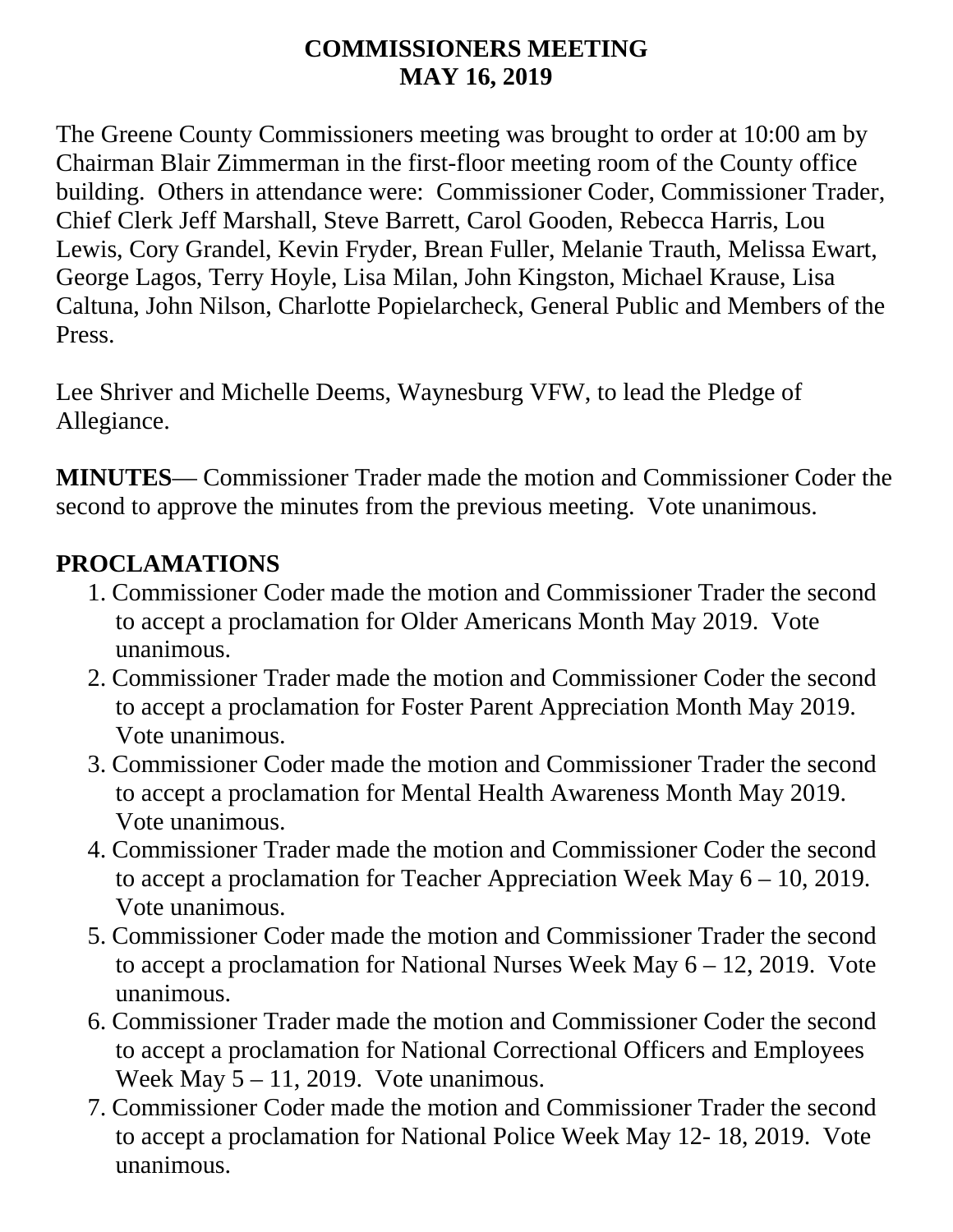# COMMISSIONERS MEETING
# MAY 16, 2019

The Greene County Commissioners meeting was brought to order at 10:00 am by Chairman Blair Zimmerman in the first-floor meeting room of the County office building. Others in attendance were: Commissioner Coder, Commissioner Trader, Chief Clerk Jeff Marshall, Steve Barrett, Carol Gooden, Rebecca Harris, Lou Lewis, Cory Grandel, Kevin Fryder, Brean Fuller, Melanie Trauth, Melissa Ewart, George Lagos, Terry Hoyle, Lisa Milan, John Kingston, Michael Krause, Lisa Caltuna, John Nilson, Charlotte Popielarcheck, General Public and Members of the Press.

Lee Shriver and Michelle Deems, Waynesburg VFW, to lead the Pledge of Allegiance.

**MINUTES**— Commissioner Trader made the motion and Commissioner Coder the second to approve the minutes from the previous meeting. Vote unanimous.

## PROCLAMATIONS

1. Commissioner Coder made the motion and Commissioner Trader the second to accept a proclamation for Older Americans Month May 2019. Vote unanimous.
2. Commissioner Trader made the motion and Commissioner Coder the second to accept a proclamation for Foster Parent Appreciation Month May 2019. Vote unanimous.
3. Commissioner Coder made the motion and Commissioner Trader the second to accept a proclamation for Mental Health Awareness Month May 2019. Vote unanimous.
4. Commissioner Trader made the motion and Commissioner Coder the second to accept a proclamation for Teacher Appreciation Week May 6 – 10, 2019. Vote unanimous.
5. Commissioner Coder made the motion and Commissioner Trader the second to accept a proclamation for National Nurses Week May 6 – 12, 2019. Vote unanimous.
6. Commissioner Trader made the motion and Commissioner Coder the second to accept a proclamation for National Correctional Officers and Employees Week May 5 – 11, 2019. Vote unanimous.
7. Commissioner Coder made the motion and Commissioner Trader the second to accept a proclamation for National Police Week May 12- 18, 2019. Vote unanimous.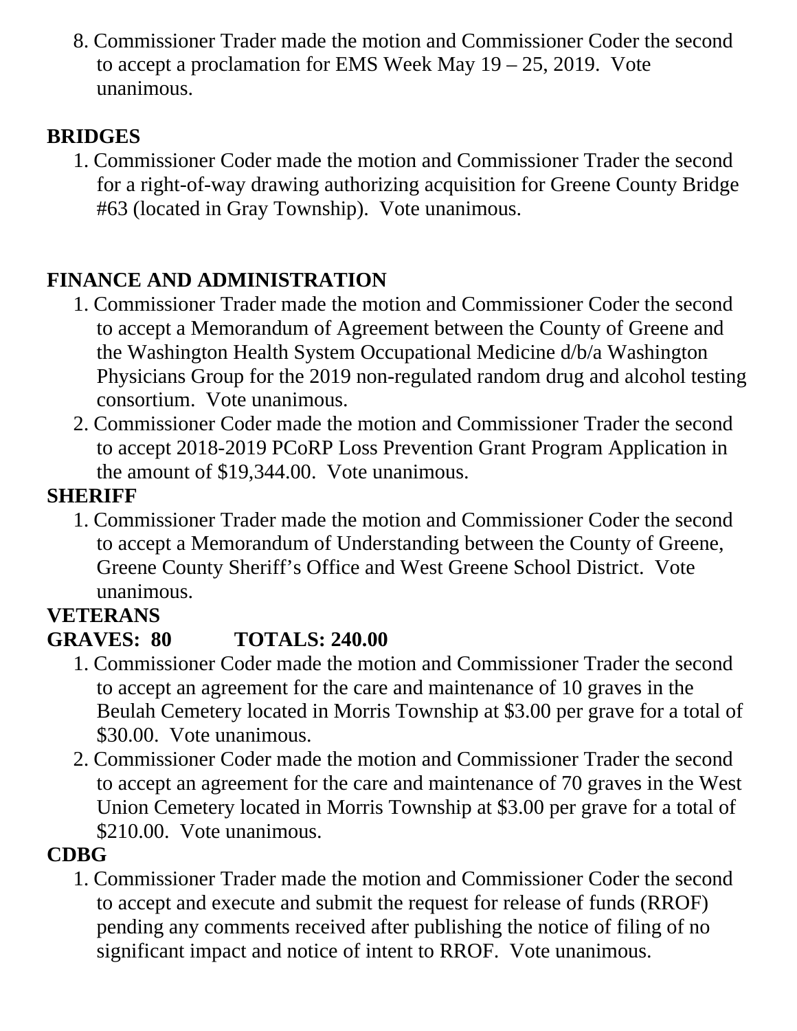8. Commissioner Trader made the motion and Commissioner Coder the second to accept a proclamation for EMS Week May 19 – 25, 2019. Vote unanimous.

**BRIDGES**

1. Commissioner Coder made the motion and Commissioner Trader the second for a right-of-way drawing authorizing acquisition for Greene County Bridge #63 (located in Gray Township). Vote unanimous.

**FINANCE AND ADMINISTRATION**

1. Commissioner Trader made the motion and Commissioner Coder the second to accept a Memorandum of Agreement between the County of Greene and the Washington Health System Occupational Medicine d/b/a Washington Physicians Group for the 2019 non-regulated random drug and alcohol testing consortium. Vote unanimous.
2. Commissioner Coder made the motion and Commissioner Trader the second to accept 2018-2019 PCoRP Loss Prevention Grant Program Application in the amount of $19,344.00. Vote unanimous.

**SHERIFF**

1. Commissioner Trader made the motion and Commissioner Coder the second to accept a Memorandum of Understanding between the County of Greene, Greene County Sheriff's Office and West Greene School District. Vote unanimous.

**VETERANS**

**GRAVES: 80 TOTALS: 240.00**

1. Commissioner Coder made the motion and Commissioner Trader the second to accept an agreement for the care and maintenance of 10 graves in the Beulah Cemetery located in Morris Township at $3.00 per grave for a total of $30.00. Vote unanimous.
2. Commissioner Coder made the motion and Commissioner Trader the second to accept an agreement for the care and maintenance of 70 graves in the West Union Cemetery located in Morris Township at $3.00 per grave for a total of $210.00. Vote unanimous.

**CDBG**

1. Commissioner Trader made the motion and Commissioner Coder the second to accept and execute and submit the request for release of funds (RROF) pending any comments received after publishing the notice of filing of no significant impact and notice of intent to RROF. Vote unanimous.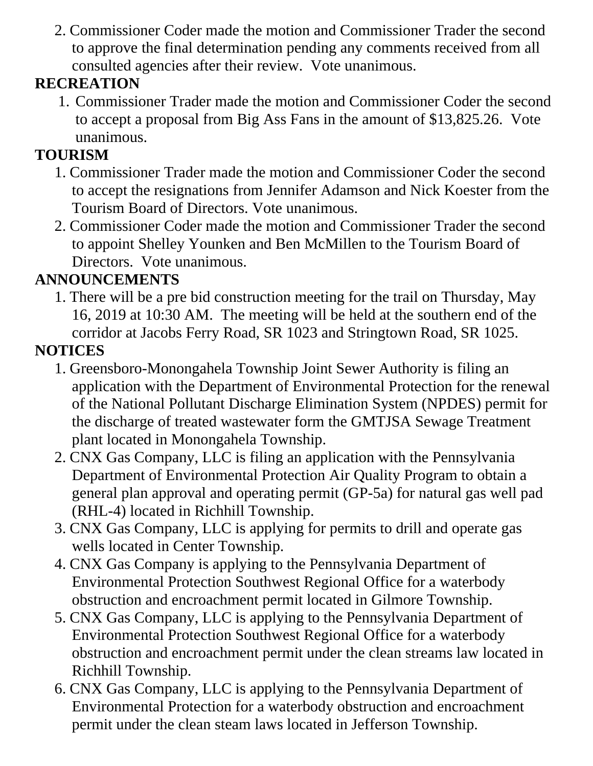2. Commissioner Coder made the motion and Commissioner Trader the second to approve the final determination pending any comments received from all consulted agencies after their review. Vote unanimous.

**RECREATION**

1. Commissioner Trader made the motion and Commissioner Coder the second to accept a proposal from Big Ass Fans in the amount of $13,825.26. Vote unanimous.

**TOURISM**

1. Commissioner Trader made the motion and Commissioner Coder the second to accept the resignations from Jennifer Adamson and Nick Koester from the Tourism Board of Directors. Vote unanimous.
2. Commissioner Coder made the motion and Commissioner Trader the second to appoint Shelley Younken and Ben McMillen to the Tourism Board of Directors. Vote unanimous.

**ANNOUNCEMENTS**

1. There will be a pre bid construction meeting for the trail on Thursday, May 16, 2019 at 10:30 AM. The meeting will be held at the southern end of the corridor at Jacobs Ferry Road, SR 1023 and Stringtown Road, SR 1025.

**NOTICES**

1. Greensboro-Monongahela Township Joint Sewer Authority is filing an application with the Department of Environmental Protection for the renewal of the National Pollutant Discharge Elimination System (NPDES) permit for the discharge of treated wastewater form the GMTJSA Sewage Treatment plant located in Monongahela Township.
2. CNX Gas Company, LLC is filing an application with the Pennsylvania Department of Environmental Protection Air Quality Program to obtain a general plan approval and operating permit (GP-5a) for natural gas well pad (RHL-4) located in Richhill Township.
3. CNX Gas Company, LLC is applying for permits to drill and operate gas wells located in Center Township.
4. CNX Gas Company is applying to the Pennsylvania Department of Environmental Protection Southwest Regional Office for a waterbody obstruction and encroachment permit located in Gilmore Township.
5. CNX Gas Company, LLC is applying to the Pennsylvania Department of Environmental Protection Southwest Regional Office for a waterbody obstruction and encroachment permit under the clean streams law located in Richhill Township.
6. CNX Gas Company, LLC is applying to the Pennsylvania Department of Environmental Protection for a waterbody obstruction and encroachment permit under the clean steam laws located in Jefferson Township.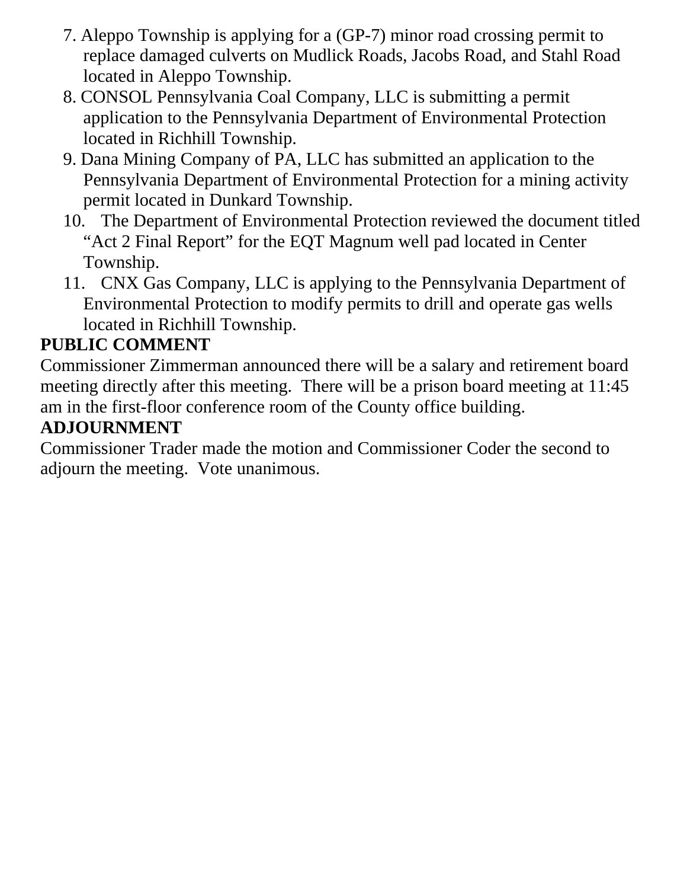7. Aleppo Township is applying for a (GP-7) minor road crossing permit to replace damaged culverts on Mudlick Roads, Jacobs Road, and Stahl Road located in Aleppo Township.
8. CONSOL Pennsylvania Coal Company, LLC is submitting a permit application to the Pennsylvania Department of Environmental Protection located in Richhill Township.
9. Dana Mining Company of PA, LLC has submitted an application to the Pennsylvania Department of Environmental Protection for a mining activity permit located in Dunkard Township.
10. The Department of Environmental Protection reviewed the document titled "Act 2 Final Report" for the EQT Magnum well pad located in Center Township.
11. CNX Gas Company, LLC is applying to the Pennsylvania Department of Environmental Protection to modify permits to drill and operate gas wells located in Richhill Township.

**PUBLIC COMMENT**

Commissioner Zimmerman announced there will be a salary and retirement board meeting directly after this meeting. There will be a prison board meeting at 11:45 am in the first-floor conference room of the County office building.

**ADJOURNMENT**

Commissioner Trader made the motion and Commissioner Coder the second to adjourn the meeting. Vote unanimous.